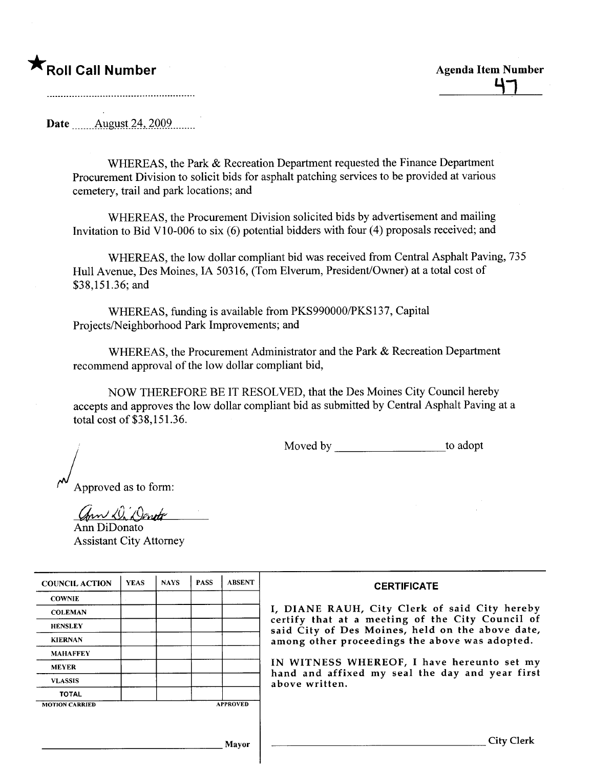★**Roll Call Number**

..........................................................

**Agenda Item Number**

47

Date ......August 24, 2009........

WHEREAS, the Park & Recreation Department requested the Finance Department Procurement Division to solicit bids for asphalt patching services to be provided at various cemetery, trail and park locations; and

WHEREAS, the Procurement Division solicited bids by advertisement and mailing Invitation to Bid V10-006 to six (6) potential bidders with four (4) proposals received; and

WHEREAS, the low dollar compliant bid was received from Central Asphalt Paving, 735 Hull Avenue, Des Moines, IA 50316, (Tom Elverum, President/Owner) at a total cost of $38,151.36; and

WHEREAS, funding is available from PKS990000/PKS137, Capital Projects/Neighborhood Park Improvements; and

WHEREAS, the Procurement Administrator and the Park & Recreation Department recommend approval of the low dollar compliant bid,

NOW THEREFORE BE IT RESOLVED, that the Des Moines City Council hereby accepts and approves the low dollar compliant bid as submitted by Central Asphalt Paving at a total cost of $38,151.36.

Moved by ____________________ to adopt

Approved as to form:

Ann DiDonato
Assistant City Attorney

| COUNCIL ACTION | YEAS | NAYS | PASS | ABSENT |
| --- | --- | --- | --- | --- |
| COWNIE | | | | |
| COLEMAN | | | | |
| HENSLEY | | | | |
| KIERNAN | | | | |
| MAHAFFEY | | | | |
| MEYER | | | | |
| VLASSIS | | | | |
| TOTAL | | | | |
| MOTION CARRIED | | | | APPROVED |

______________________________ Mayor

**CERTIFICATE**

I, DIANE RAUH, City Clerk of said City hereby certify that at a meeting of the City Council of said City of Des Moines, held on the above date, among other proceedings the above was adopted.

IN WITNESS WHEREOF, I have hereunto set my hand and affixed my seal the day and year first above written.

______________________________ City Clerk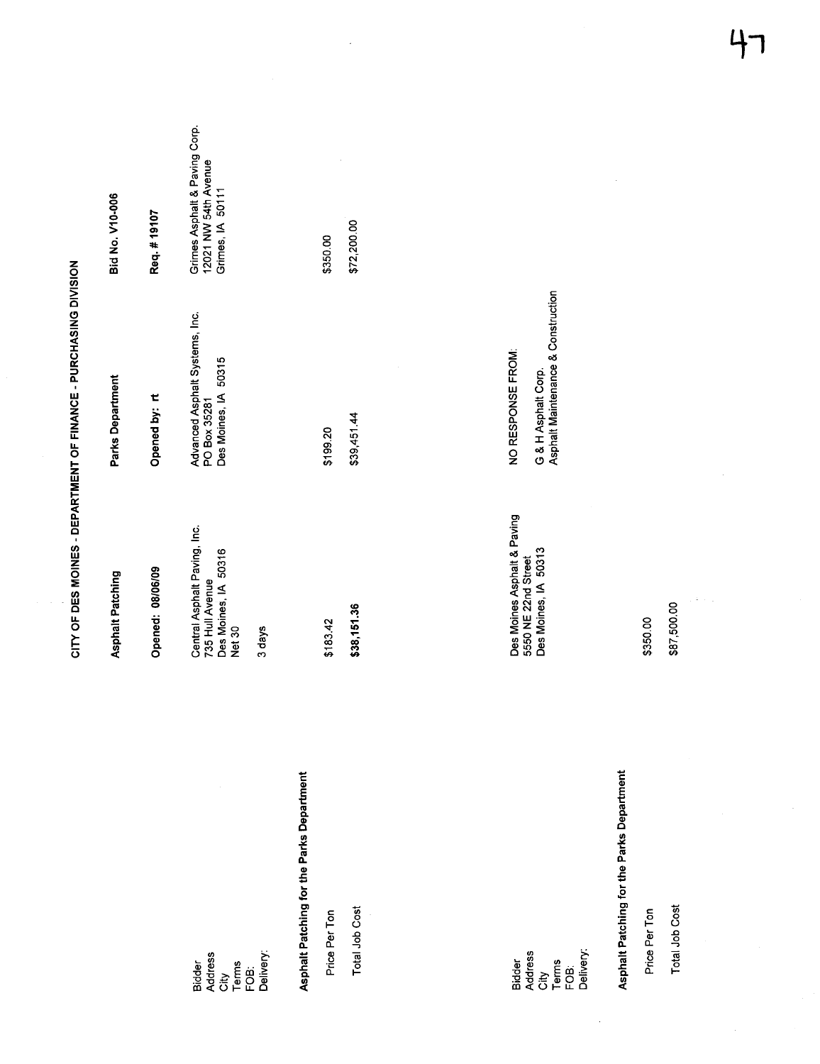CITY OF DES MOINES - DEPARTMENT OF FINANCE - PURCHASING DIVISION

| | | | |
|---|---|---|---|
| | **Asphalt Patching** | **Parks Department** | **Bid No. V10-006** |
| | **Opened: 08/06/09** | **Opened by: rt** | **Req. # 19107** |
| Bidder | Central Asphalt Paving, Inc. | Advanced Asphalt Systems, Inc. | Grimes Asphalt & Paving Corp. |
| Address | 735 Hull Avenue | PO Box 35281 | 12021 NW 54th Avenue |
| City | Des Moines, IA 50316 | Des Moines, IA 50315 | Grimes, IA 50111 |
| Terms | Net 30 | | |
| FOB: | | | |
| Delivery: | 3 days | | |
| **Asphalt Patching for the Parks Department** | | | |
| Price Per Ton | $183.42 | $199.20 | $350.00 |
| Total Job Cost | **$38,151.36** | $39,451.44 | $72,200.00 |

| | | |
|---|---|---|
| Bidder | Des Moines Asphalt & Paving | NO RESPONSE FROM: |
| Address | 5550 NE 22nd Street | G & H Asphalt Corp. |
| City | Des Moines, IA 50313 | Asphalt Maintenance & Construction |
| Terms | | |
| FOB: | | |
| Delivery: | | |
| **Asphalt Patching for the Parks Department** | | |
| Price Per Ton | $350.00 | |
| Total Job Cost | $87,500.00 | |